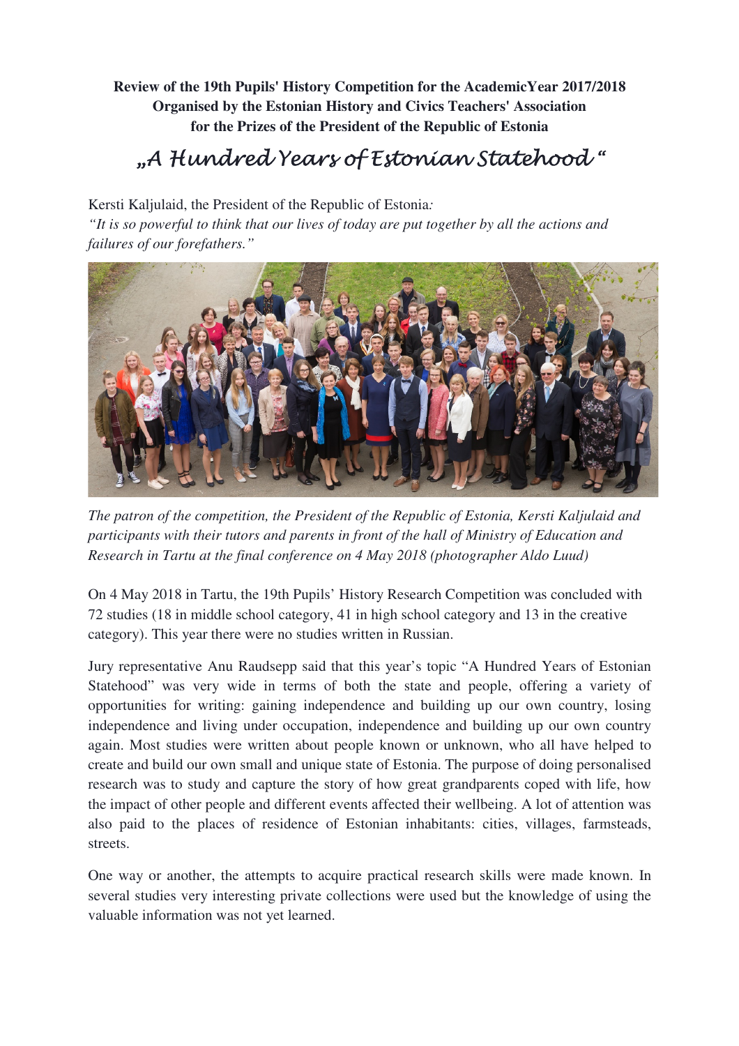**Review of the 19th Pupils' History Competition for the AcademicYear 2017/2018**
**Organised by the Estonian History and Civics Teachers' Association**
**for the Prizes of the President of the Republic of Estonia**

# „A Hundred Years of Estonian Statehood "

Kersti Kaljulaid, the President of the Republic of Estonia*:*
*"It is so powerful to think that our lives of today are put together by all the actions and failures of our forefathers."*

*The patron of the competition, the President of the Republic of Estonia, Kersti Kaljulaid and participants with their tutors and parents in front of the hall of Ministry of Education and Research in Tartu at the final conference on 4 May 2018 (photographer Aldo Luud)*

On 4 May 2018 in Tartu, the 19th Pupils' History Research Competition was concluded with 72 studies (18 in middle school category, 41 in high school category and 13 in the creative category). This year there were no studies written in Russian.

Jury representative Anu Raudsepp said that this year's topic "A Hundred Years of Estonian Statehood" was very wide in terms of both the state and people, offering a variety of opportunities for writing: gaining independence and building up our own country, losing independence and living under occupation, independence and building up our own country again. Most studies were written about people known or unknown, who all have helped to create and build our own small and unique state of Estonia. The purpose of doing personalised research was to study and capture the story of how great grandparents coped with life, how the impact of other people and different events affected their wellbeing. A lot of attention was also paid to the places of residence of Estonian inhabitants: cities, villages, farmsteads, streets.

One way or another, the attempts to acquire practical research skills were made known. In several studies very interesting private collections were used but the knowledge of using the valuable information was not yet learned.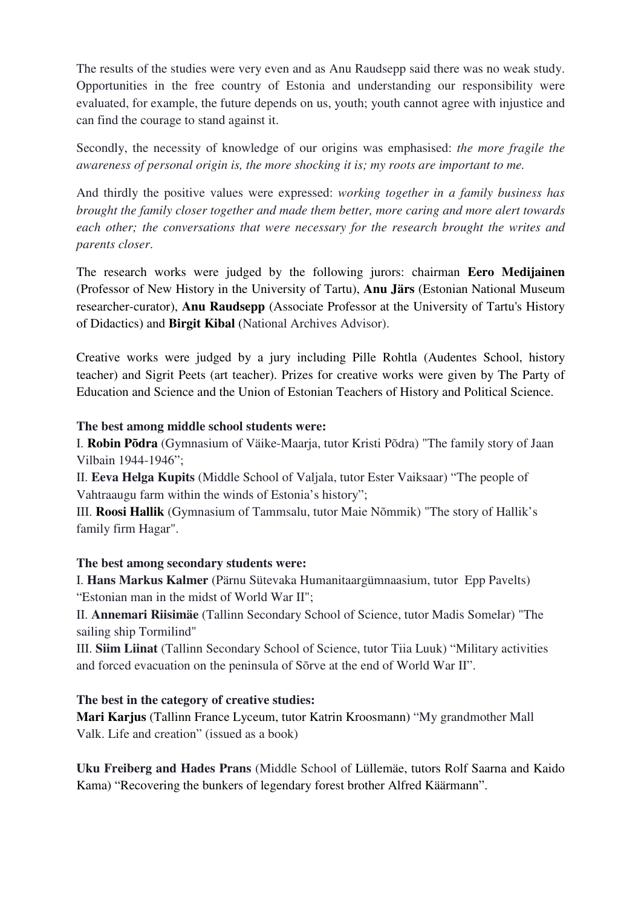The results of the studies were very even and as Anu Raudsepp said there was no weak study. Opportunities in the free country of Estonia and understanding our responsibility were evaluated, for example, the future depends on us, youth; youth cannot agree with injustice and can find the courage to stand against it.

Secondly, the necessity of knowledge of our origins was emphasised: *the more fragile the awareness of personal origin is, the more shocking it is; my roots are important to me.*

And thirdly the positive values were expressed: *working together in a family business has brought the family closer together and made them better, more caring and more alert towards each other; the conversations that were necessary for the research brought the writes and parents closer*.

The research works were judged by the following jurors: chairman **Eero Medijainen** (Professor of New History in the University of Tartu), **Anu Järs** (Estonian National Museum researcher-curator), **Anu Raudsepp** (Associate Professor at the University of Tartu's History of Didactics) and **Birgit Kibal** (National Archives Advisor).

Creative works were judged by a jury including Pille Rohtla (Audentes School, history teacher) and Sigrit Peets (art teacher). Prizes for creative works were given by The Party of Education and Science and the Union of Estonian Teachers of History and Political Science.

**The best among middle school students were:**

I. **Robin Põdra** (Gymnasium of Väike-Maarja, tutor Kristi Põdra) "The family story of Jaan Vilbain 1944-1946";

II. **Eeva Helga Kupits** (Middle School of Valjala, tutor Ester Vaiksaar) "The people of Vahtraaugu farm within the winds of Estonia's history";

III. **Roosi Hallik** (Gymnasium of Tammsalu, tutor Maie Nõmmik) "The story of Hallik's family firm Hagar".

**The best among secondary students were:**

I. **Hans Markus Kalmer** (Pärnu Sütevaka Humanitaargümnaasium, tutor Epp Pavelts) "Estonian man in the midst of World War II";

II. **Annemari Riisimäe** (Tallinn Secondary School of Science, tutor Madis Somelar) "The sailing ship Tormilind"

III. **Siim Liinat** (Tallinn Secondary School of Science, tutor Tiia Luuk) "Military activities and forced evacuation on the peninsula of Sõrve at the end of World War II".

**The best in the category of creative studies:**

**Mari Karjus** (Tallinn France Lyceum, tutor Katrin Kroosmann) "My grandmother Mall Valk. Life and creation" (issued as a book)

**Uku Freiberg and Hades Prans** (Middle School of Lüllemäe, tutors Rolf Saarna and Kaido Kama) "Recovering the bunkers of legendary forest brother Alfred Käärmann".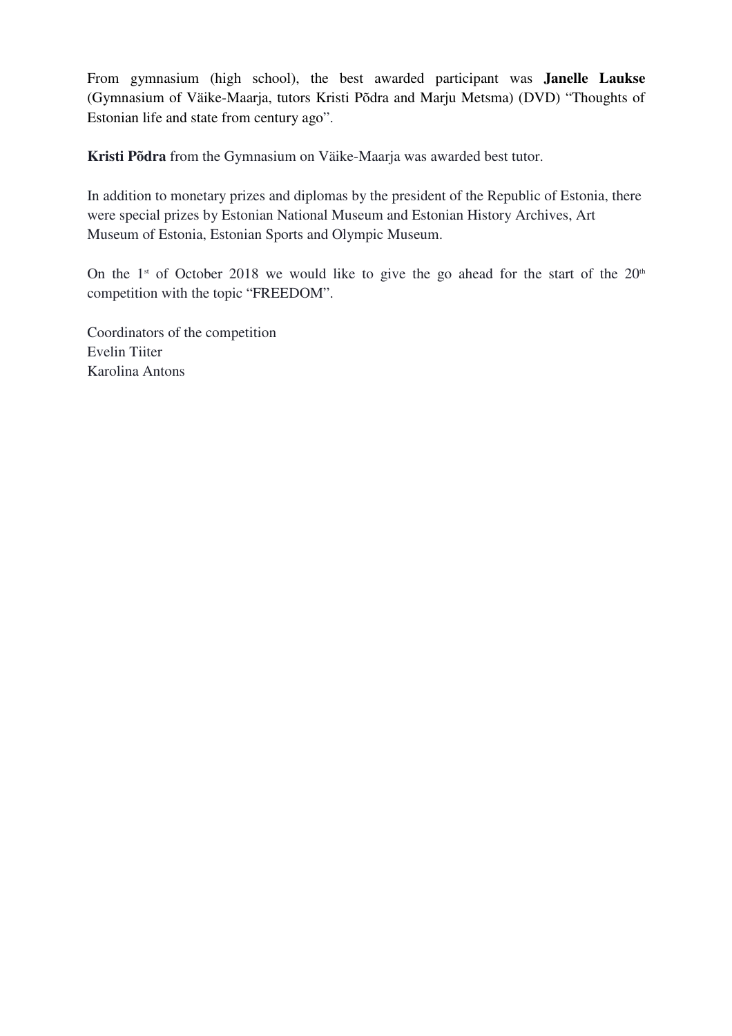From gymnasium (high school), the best awarded participant was **Janelle Laukse** (Gymnasium of Väike-Maarja, tutors Kristi Põdra and Marju Metsma) (DVD) "Thoughts of Estonian life and state from century ago".

**Kristi Põdra** from the Gymnasium on Väike-Maarja was awarded best tutor.

In addition to monetary prizes and diplomas by the president of the Republic of Estonia, there were special prizes by Estonian National Museum and Estonian History Archives, Art Museum of Estonia, Estonian Sports and Olympic Museum.

On the 1st of October 2018 we would like to give the go ahead for the start of the 20th competition with the topic "FREEDOM".

Coordinators of the competition
Evelin Tiiter
Karolina Antons